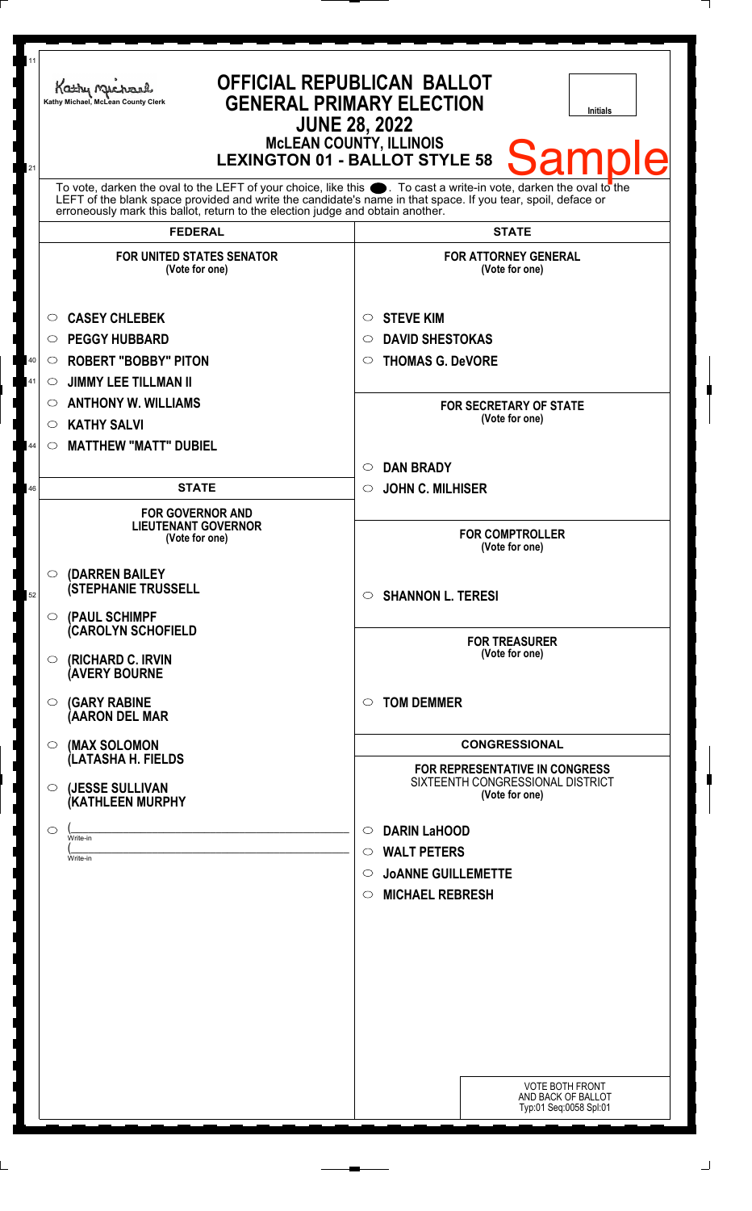Kathy Michael, McLean County Clerk

# OFFICIAL REPUBLICAN BALLOT
## GENERAL PRIMARY ELECTION
## JUNE 28, 2022
### McLEAN COUNTY, ILLINOIS
### LEXINGTON 01 - BALLOT STYLE 58

Sample

Initials

To vote, darken the oval to the LEFT of your choice, like this ●. To cast a write-in vote, darken the oval to the LEFT of the blank space provided and write the candidate's name in that space. If you tear, spoil, deface or erroneously mark this ballot, return to the election judge and obtain another.

## FEDERAL

**FOR UNITED STATES SENATOR**
(Vote for one)

- ○ CASEY CHLEBEK
- ○ PEGGY HUBBARD
- ○ ROBERT "BOBBY" PITON
- ○ JIMMY LEE TILLMAN II
- ○ ANTHONY W. WILLIAMS
- ○ KATHY SALVI
- ○ MATTHEW "MATT" DUBIEL

## STATE

**FOR GOVERNOR AND LIEUTENANT GOVERNOR**
(Vote for one)

- ○ (DARREN BAILEY
  (STEPHANIE TRUSSELL
- ○ (PAUL SCHIMPF
  (CAROLYN SCHOFIELD
- ○ (RICHARD C. IRVIN
  (AVERY BOURNE
- ○ (GARY RABINE
  (AARON DEL MAR
- ○ (MAX SOLOMON
  (LATASHA H. FIELDS
- ○ (JESSE SULLIVAN
  (KATHLEEN MURPHY
- ○ (______________________ Write-in
  (______________________ Write-in

## STATE

**FOR ATTORNEY GENERAL**
(Vote for one)

- ○ STEVE KIM
- ○ DAVID SHESTOKAS
- ○ THOMAS G. DeVORE

**FOR SECRETARY OF STATE**
(Vote for one)

- ○ DAN BRADY
- ○ JOHN C. MILHISER

**FOR COMPTROLLER**
(Vote for one)

- ○ SHANNON L. TERESI

**FOR TREASURER**
(Vote for one)

- ○ TOM DEMMER

## CONGRESSIONAL

**FOR REPRESENTATIVE IN CONGRESS**
SIXTEENTH CONGRESSIONAL DISTRICT
(Vote for one)

- ○ DARIN LaHOOD
- ○ WALT PETERS
- ○ JoANNE GUILLEMETTE
- ○ MICHAEL REBRESH

VOTE BOTH FRONT AND BACK OF BALLOT
Typ:01 Seq:0058 Spl:01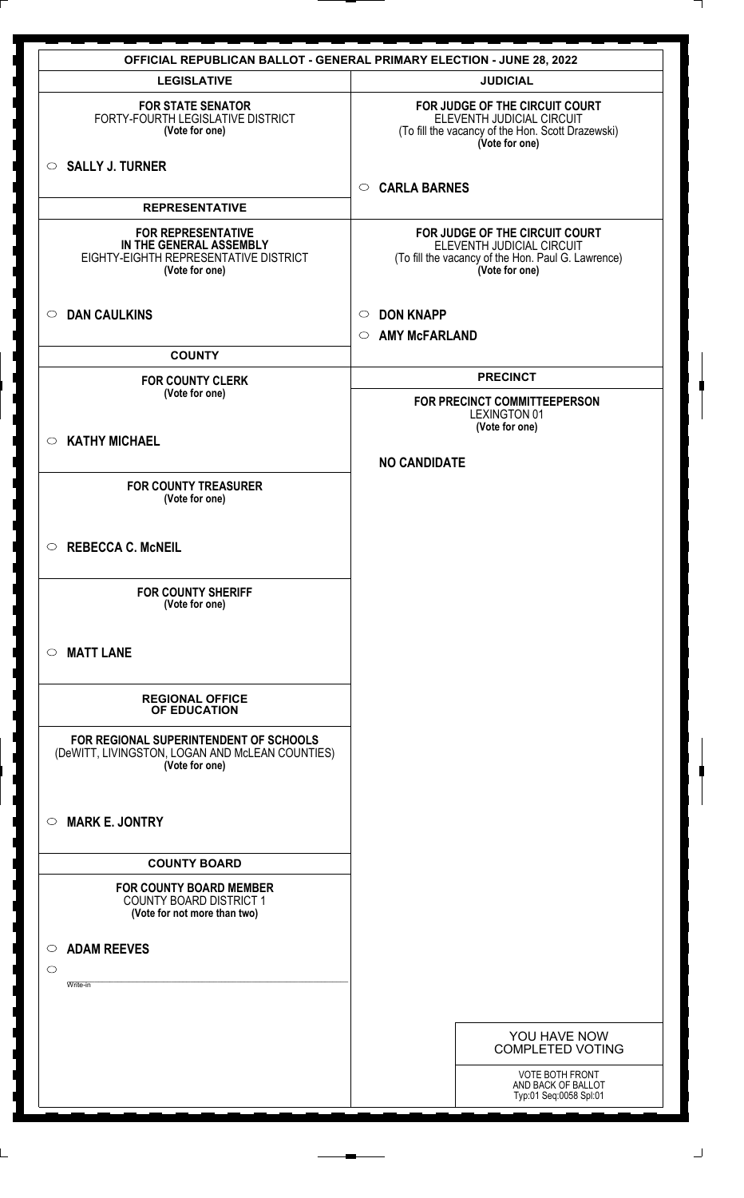# OFFICIAL REPUBLICAN BALLOT - GENERAL PRIMARY ELECTION - JUNE 28, 2022

## LEGISLATIVE

**FOR STATE SENATOR**
FORTY-FOURTH LEGISLATIVE DISTRICT
**(Vote for one)**

○ **SALLY J. TURNER**

## REPRESENTATIVE

**FOR REPRESENTATIVE IN THE GENERAL ASSEMBLY**
EIGHTY-EIGHTH REPRESENTATIVE DISTRICT
**(Vote for one)**

○ **DAN CAULKINS**

## COUNTY

**FOR COUNTY CLERK**
**(Vote for one)**

○ **KATHY MICHAEL**

**FOR COUNTY TREASURER**
**(Vote for one)**

○ **REBECCA C. McNEIL**

**FOR COUNTY SHERIFF**
**(Vote for one)**

○ **MATT LANE**

## REGIONAL OFFICE OF EDUCATION

**FOR REGIONAL SUPERINTENDENT OF SCHOOLS**
(DeWITT, LIVINGSTON, LOGAN AND McLEAN COUNTIES)
**(Vote for one)**

○ **MARK E. JONTRY**

## COUNTY BOARD

**FOR COUNTY BOARD MEMBER**
COUNTY BOARD DISTRICT 1
**(Vote for not more than two)**

○ **ADAM REEVES**

○ ______________________
Write-in

## JUDICIAL

**FOR JUDGE OF THE CIRCUIT COURT**
ELEVENTH JUDICIAL CIRCUIT
(To fill the vacancy of the Hon. Scott Drazewski)
**(Vote for one)**

○ **CARLA BARNES**

**FOR JUDGE OF THE CIRCUIT COURT**
ELEVENTH JUDICIAL CIRCUIT
(To fill the vacancy of the Hon. Paul G. Lawrence)
**(Vote for one)**

○ **DON KNAPP**

○ **AMY McFARLAND**

## PRECINCT

**FOR PRECINCT COMMITTEEPERSON**
LEXINGTON 01
**(Vote for one)**

**NO CANDIDATE**

YOU HAVE NOW COMPLETED VOTING

VOTE BOTH FRONT AND BACK OF BALLOT
Typ:01 Seq:0058 Spl:01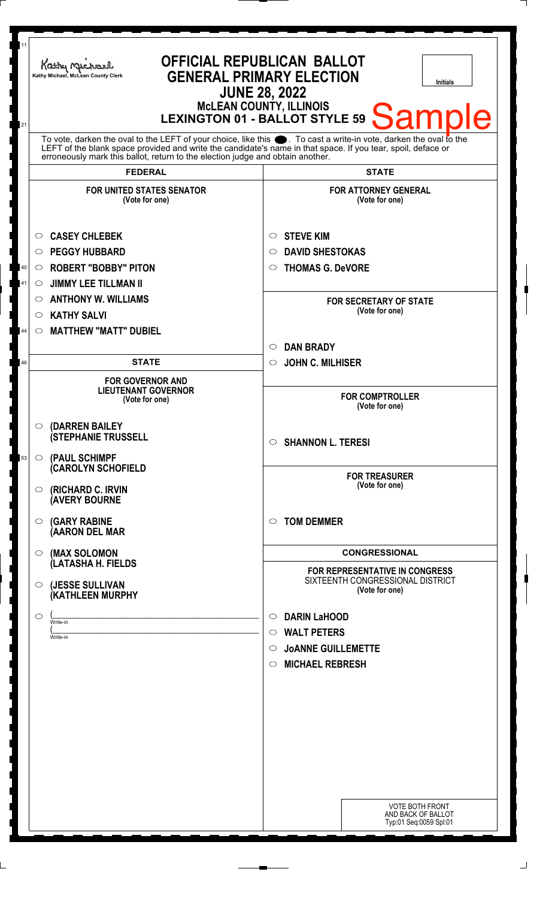Kathy Michael, McLean County Clerk

# OFFICIAL REPUBLICAN BALLOT
## GENERAL PRIMARY ELECTION
## JUNE 28, 2022
### McLEAN COUNTY, ILLINOIS
### LEXINGTON 01 - BALLOT STYLE 59

Sample

Initials

To vote, darken the oval to the LEFT of your choice, like this ●. To cast a write-in vote, darken the oval to the LEFT of the blank space provided and write the candidate's name in that space. If you tear, spoil, deface or erroneously mark this ballot, return to the election judge and obtain another.

## FEDERAL

**FOR UNITED STATES SENATOR**
(Vote for one)

- ○ CASEY CHLEBEK
- ○ PEGGY HUBBARD
- ○ ROBERT "BOBBY" PITON
- ○ JIMMY LEE TILLMAN II
- ○ ANTHONY W. WILLIAMS
- ○ KATHY SALVI
- ○ MATTHEW "MATT" DUBIEL

## STATE

**FOR GOVERNOR AND LIEUTENANT GOVERNOR**
(Vote for one)

- ○ (DARREN BAILEY (STEPHANIE TRUSSELL
- ○ (PAUL SCHIMPF (CAROLYN SCHOFIELD
- ○ (RICHARD C. IRVIN (AVERY BOURNE
- ○ (GARY RABINE (AARON DEL MAR
- ○ (MAX SOLOMON (LATASHA H. FIELDS
- ○ (JESSE SULLIVAN (KATHLEEN MURPHY
- ○ (\_\_\_\_\_\_\_\_\_\_ Write-in (\_\_\_\_\_\_\_\_\_\_ Write-in

## STATE

**FOR ATTORNEY GENERAL**
(Vote for one)

- ○ STEVE KIM
- ○ DAVID SHESTOKAS
- ○ THOMAS G. DeVORE

**FOR SECRETARY OF STATE**
(Vote for one)

- ○ DAN BRADY
- ○ JOHN C. MILHISER

**FOR COMPTROLLER**
(Vote for one)

- ○ SHANNON L. TERESI

**FOR TREASURER**
(Vote for one)

- ○ TOM DEMMER

## CONGRESSIONAL

**FOR REPRESENTATIVE IN CONGRESS**
SIXTEENTH CONGRESSIONAL DISTRICT
(Vote for one)

- ○ DARIN LaHOOD
- ○ WALT PETERS
- ○ JoANNE GUILLEMETTE
- ○ MICHAEL REBRESH

VOTE BOTH FRONT AND BACK OF BALLOT
Typ:01 Seq:0059 Spl:01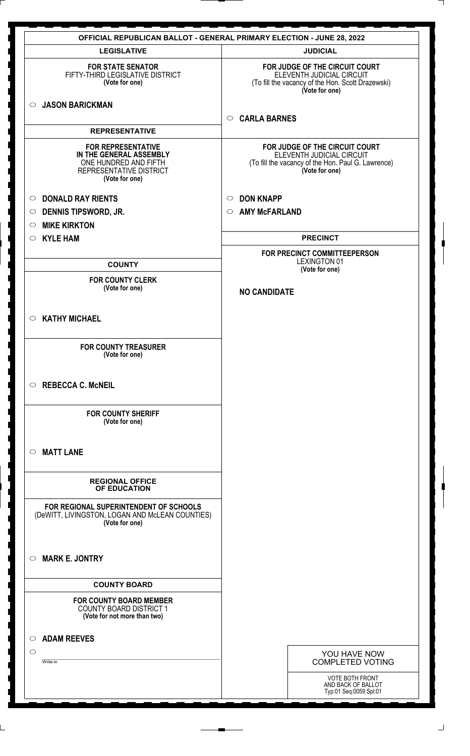# OFFICIAL REPUBLICAN BALLOT - GENERAL PRIMARY ELECTION - JUNE 28, 2022

## LEGISLATIVE

**FOR STATE SENATOR**
FIFTY-THIRD LEGISLATIVE DISTRICT
**(Vote for one)**

- ○ **JASON BARICKMAN**

## REPRESENTATIVE

**FOR REPRESENTATIVE IN THE GENERAL ASSEMBLY**
ONE HUNDRED AND FIFTH REPRESENTATIVE DISTRICT
**(Vote for one)**

- ○ **DONALD RAY RIENTS**
- ○ **DENNIS TIPSWORD, JR.**
- ○ **MIKE KIRKTON**
- ○ **KYLE HAM**

## COUNTY

**FOR COUNTY CLERK**
**(Vote for one)**

- ○ **KATHY MICHAEL**

**FOR COUNTY TREASURER**
**(Vote for one)**

- ○ **REBECCA C. McNEIL**

**FOR COUNTY SHERIFF**
**(Vote for one)**

- ○ **MATT LANE**

## REGIONAL OFFICE OF EDUCATION

**FOR REGIONAL SUPERINTENDENT OF SCHOOLS**
(DeWITT, LIVINGSTON, LOGAN AND McLEAN COUNTIES)
**(Vote for one)**

- ○ **MARK E. JONTRY**

## COUNTY BOARD

**FOR COUNTY BOARD MEMBER**
COUNTY BOARD DISTRICT 1
**(Vote for not more than two)**

- ○ **ADAM REEVES**
- ○ ______________ Write-in

## JUDICIAL

**FOR JUDGE OF THE CIRCUIT COURT**
ELEVENTH JUDICIAL CIRCUIT
(To fill the vacancy of the Hon. Scott Drazewski)
**(Vote for one)**

- ○ **CARLA BARNES**

**FOR JUDGE OF THE CIRCUIT COURT**
ELEVENTH JUDICIAL CIRCUIT
(To fill the vacancy of the Hon. Paul G. Lawrence)
**(Vote for one)**

- ○ **DON KNAPP**
- ○ **AMY McFARLAND**

## PRECINCT

**FOR PRECINCT COMMITTEEPERSON**
LEXINGTON 01
**(Vote for one)**

**NO CANDIDATE**

YOU HAVE NOW COMPLETED VOTING

VOTE BOTH FRONT AND BACK OF BALLOT
Typ:01 Seq:0059 Spl:01